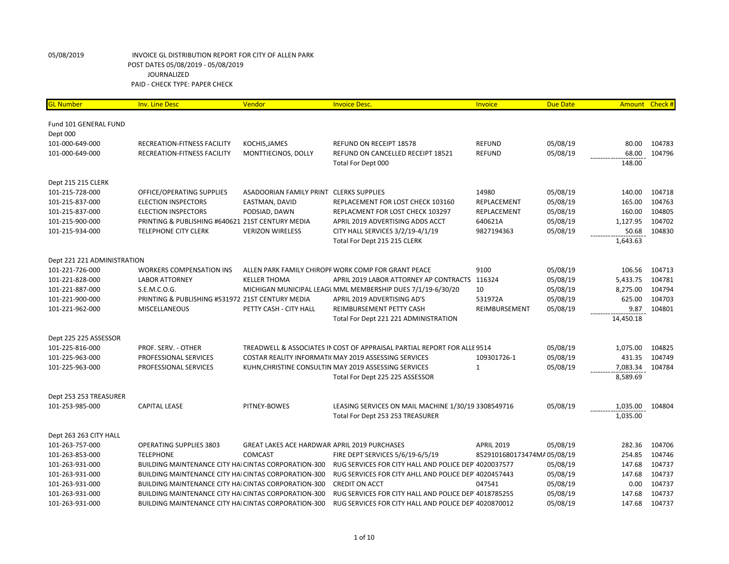05/08/2019 INVOICE GL DISTRIBUTION REPORT FOR CITY OF ALLEN PARK
POST DATES 05/08/2019 - 05/08/2019
JOURNALIZED
PAID - CHECK TYPE: PAPER CHECK

| GL Number | Inv. Line Desc | Vendor | Invoice Desc. | Invoice | Due Date | Amount | Check # |
|---|---|---|---|---|---|---|---|
| Fund 101 GENERAL FUND | | | | | | | |
| Dept 000 | | | | | | | |
| 101-000-649-000 | RECREATION-FITNESS FACILITY | KOCHIS,JAMES | REFUND ON RECEIPT 18578 | REFUND | 05/08/19 | 80.00 | 104783 |
| 101-000-649-000 | RECREATION-FITNESS FACILITY | MONTTIECINOS, DOLLY | REFUND ON CANCELLED RECEIPT 18521 | REFUND | 05/08/19 | 68.00 | 104796 |
| | | | Total For Dept 000 | | | 148.00 | |
| Dept 215 215 CLERK | | | | | | | |
| 101-215-728-000 | OFFICE/OPERATING SUPPLIES | ASADOORIAN FAMILY PRINT | CLERKS SUPPLIES | 14980 | 05/08/19 | 140.00 | 104718 |
| 101-215-837-000 | ELECTION INSPECTORS | EASTMAN, DAVID | REPLACEMENT FOR LOST CHECK 103160 | REPLACEMENT | 05/08/19 | 165.00 | 104763 |
| 101-215-837-000 | ELECTION INSPECTORS | PODSIAD, DAWN | REPLACMENT FOR LOST CHECK 103297 | REPLACEMENT | 05/08/19 | 160.00 | 104805 |
| 101-215-900-000 | PRINTING & PUBLISHING #640621 | 21ST CENTURY MEDIA | APRIL 2019 ADVERTISING ADDS ACCT | 640621A | 05/08/19 | 1,127.95 | 104702 |
| 101-215-934-000 | TELEPHONE CITY CLERK | VERIZON WIRELESS | CITY HALL SERVICES 3/2/19-4/1/19 | 9827194363 | 05/08/19 | 50.68 | 104830 |
| | | | Total For Dept 215 215 CLERK | | | 1,643.63 | |
| Dept 221 221 ADMINISTRATION | | | | | | | |
| 101-221-726-000 | WORKERS COMPENSATION INS | ALLEN PARK FAMILY CHIROPF | WORK COMP FOR GRANT PEACE | 9100 | 05/08/19 | 106.56 | 104713 |
| 101-221-828-000 | LABOR ATTORNEY | KELLER THOMA | APRIL 2019 LABOR ATTORNEY AP CONTRACTS | 116324 | 05/08/19 | 5,433.75 | 104781 |
| 101-221-887-000 | S.E.M.C.O.G. | MICHIGAN MUNICIPAL LEAGU | MML MEMBERSHIP DUES 7/1/19-6/30/20 | 10 | 05/08/19 | 8,275.00 | 104794 |
| 101-221-900-000 | PRINTING & PUBLISHING #531972 | 21ST CENTURY MEDIA | APRIL 2019 ADVERTISING AD'S | 531972A | 05/08/19 | 625.00 | 104703 |
| 101-221-962-000 | MISCELLANEOUS | PETTY CASH - CITY HALL | REIMBURSEMENT PETTY CASH | REIMBURSEMENT | 05/08/19 | 9.87 | 104801 |
| | | | Total For Dept 221 221 ADMINISTRATION | | | 14,450.18 | |
| Dept 225 225 ASSESSOR | | | | | | | |
| 101-225-816-000 | PROF. SERV. - OTHER | TREADWELL & ASSOCIATES IN | COST OF APPRAISAL PARTIAL REPORT FOR ALLE | 9514 | 05/08/19 | 1,075.00 | 104825 |
| 101-225-963-000 | PROFESSIONAL SERVICES | COSTAR REALITY INFORMATI | MAY 2019 ASSESSING SERVICES | 109301726-1 | 05/08/19 | 431.35 | 104749 |
| 101-225-963-000 | PROFESSIONAL SERVICES | KUHN,CHRISTINE CONSULTIN | MAY 2019 ASSESSING SERVICES | 1 | 05/08/19 | 7,083.34 | 104784 |
| | | | Total For Dept 225 225 ASSESSOR | | | 8,589.69 | |
| Dept 253 253 TREASURER | | | | | | | |
| 101-253-985-000 | CAPITAL LEASE | PITNEY-BOWES | LEASING SERVICES ON MAIL MACHINE 1/30/19 | 3308549716 | 05/08/19 | 1,035.00 | 104804 |
| | | | Total For Dept 253 253 TREASURER | | | 1,035.00 | |
| Dept 263 263 CITY HALL | | | | | | | |
| 101-263-757-000 | OPERATING SUPPLIES 3803 | GREAT LAKES ACE HARDWAR | APRIL 2019 PURCHASES | APRIL 2019 | 05/08/19 | 282.36 | 104706 |
| 101-263-853-000 | TELEPHONE | COMCAST | FIRE DEPT SERVICES 5/6/19-6/5/19 | 8529101680173474MA | 05/08/19 | 254.85 | 104746 |
| 101-263-931-000 | BUILDING MAINTENANCE CITY HAI | CINTAS CORPORATION-300 | RUG SERVICES FOR CITY HALL AND POLICE DEP' | 4020037577 | 05/08/19 | 147.68 | 104737 |
| 101-263-931-000 | BUILDING MAINTENANCE CITY HAI | CINTAS CORPORATION-300 | RUG SERVICES FOR CITY AHLL AND POLICE DEP' | 4020457443 | 05/08/19 | 147.68 | 104737 |
| 101-263-931-000 | BUILDING MAINTENANCE CITY HAI | CINTAS CORPORATION-300 | CREDIT ON ACCT | 047541 | 05/08/19 | 0.00 | 104737 |
| 101-263-931-000 | BUILDING MAINTENANCE CITY HAI | CINTAS CORPORATION-300 | RUG SERVICES FOR CITY HALL AND POLICE DEP' | 4018785255 | 05/08/19 | 147.68 | 104737 |
| 101-263-931-000 | BUILDING MAINTENANCE CITY HAI | CINTAS CORPORATION-300 | RUG SERVICES FOR CITY HALL AND POLICE DEP' | 4020870012 | 05/08/19 | 147.68 | 104737 |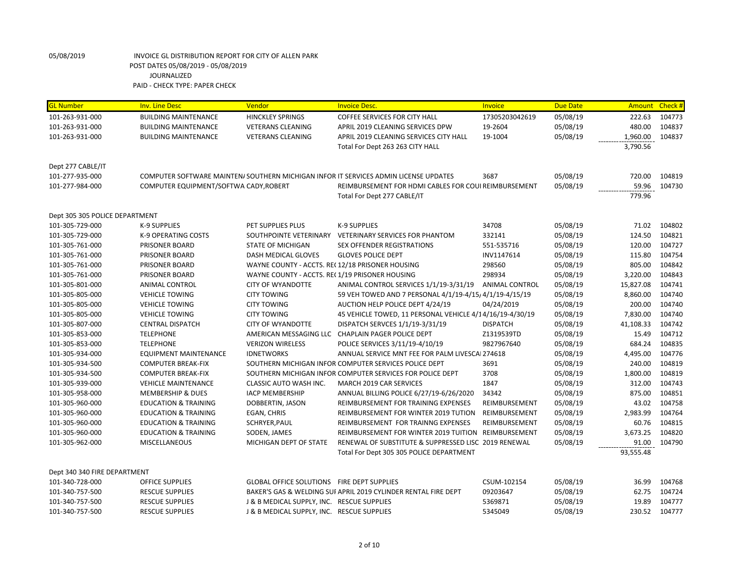05/08/2019 INVOICE GL DISTRIBUTION REPORT FOR CITY OF ALLEN PARK
POST DATES 05/08/2019 - 05/08/2019
JOURNALIZED
PAID - CHECK TYPE: PAPER CHECK

| GL Number | Inv. Line Desc | Vendor | Invoice Desc. | Invoice | Due Date | Amount | Check # |
|---|---|---|---|---|---|---|---|
| 101-263-931-000 | BUILDING MAINTENANCE | HINCKLEY SPRINGS | COFFEE SERVICES FOR CITY HALL | 17305203042619 | 05/08/19 | 222.63 | 104773 |
| 101-263-931-000 | BUILDING MAINTENANCE | VETERANS CLEANING | APRIL 2019 CLEANING SERVICES DPW | 19-2604 | 05/08/19 | 480.00 | 104837 |
| 101-263-931-000 | BUILDING MAINTENANCE | VETERANS CLEANING | APRIL 2019 CLEANING SERVICES CITY HALL | 19-1004 | 05/08/19 | 1,960.00 | 104837 |
| | | | Total For Dept 263 263 CITY HALL | | | 3,790.56 | |
| Dept 277 CABLE/IT | | | | | | | |
| 101-277-935-000 | COMPUTER SOFTWARE MAINTEN/ | SOUTHERN MICHIGAN INFOR | IT SERVICES ADMIN LICENSE UPDATES | 3687 | 05/08/19 | 720.00 | 104819 |
| 101-277-984-000 | COMPUTER EQUIPMENT/SOFTWA | CADY,ROBERT | REIMBURSEMENT FOR HDMI CABLES FOR COUI | REIMBURSEMENT | 05/08/19 | 59.96 | 104730 |
| | | | Total For Dept 277 CABLE/IT | | | 779.96 | |
| Dept 305 305 POLICE DEPARTMENT | | | | | | | |
| 101-305-729-000 | K-9 SUPPLIES | PET SUPPLIES PLUS | K-9 SUPPLIES | 34708 | 05/08/19 | 71.02 | 104802 |
| 101-305-729-000 | K-9 OPERATING COSTS | SOUTHPOINTE VETERINARY | VETERINARY SERVICES FOR PHANTOM | 332141 | 05/08/19 | 124.50 | 104821 |
| 101-305-761-000 | PRISONER BOARD | STATE OF MICHIGAN | SEX OFFENDER REGISTRATIONS | 551-535716 | 05/08/19 | 120.00 | 104727 |
| 101-305-761-000 | PRISONER BOARD | DASH MEDICAL GLOVES | GLOVES POLICE DEPT | INV1147614 | 05/08/19 | 115.80 | 104754 |
| 101-305-761-000 | PRISONER BOARD | WAYNE COUNTY - ACCTS. RE( | 12/18 PRISONER HOUSING | 298560 | 05/08/19 | 805.00 | 104842 |
| 101-305-761-000 | PRISONER BOARD | WAYNE COUNTY - ACCTS. RE( | 1/19 PRISONER HOUSING | 298934 | 05/08/19 | 3,220.00 | 104843 |
| 101-305-801-000 | ANIMAL CONTROL | CITY OF WYANDOTTE | ANIMAL CONTROL SERVICES 1/1/19-3/31/19 | ANIMAL CONTROL | 05/08/19 | 15,827.08 | 104741 |
| 101-305-805-000 | VEHICLE TOWING | CITY TOWING | 59 VEH TOWED AND 7 PERSONAL 4/1/19-4/15/ | 4/1/19-4/15/19 | 05/08/19 | 8,860.00 | 104740 |
| 101-305-805-000 | VEHICLE TOWING | CITY TOWING | AUCTION HELP POLICE DEPT 4/24/19 | 04/24/2019 | 05/08/19 | 200.00 | 104740 |
| 101-305-805-000 | VEHICLE TOWING | CITY TOWING | 45 VEHICLE TOWED, 11 PERSONAL VEHICLE 4/1 | 4/16/19-4/30/19 | 05/08/19 | 7,830.00 | 104740 |
| 101-305-807-000 | CENTRAL DISPATCH | CITY OF WYANDOTTE | DISPATCH SERVCES 1/1/19-3/31/19 | DISPATCH | 05/08/19 | 41,108.33 | 104742 |
| 101-305-853-000 | TELEPHONE | AMERICAN MESSAGING LLC | CHAPLAIN PAGER POLICE DEPT | Z1319539TD | 05/08/19 | 15.49 | 104712 |
| 101-305-853-000 | TELEPHONE | VERIZON WIRELESS | POLICE SERVICES 3/11/19-4/10/19 | 9827967640 | 05/08/19 | 684.24 | 104835 |
| 101-305-934-000 | EQUIPMENT MAINTENANCE | IDNETWORKS | ANNUAL SERVICE MNT FEE FOR PALM LIVESCA | 274618 | 05/08/19 | 4,495.00 | 104776 |
| 101-305-934-500 | COMPUTER BREAK-FIX | SOUTHERN MICHIGAN INFOR | COMPUTER SERVICES POLICE DEPT | 3691 | 05/08/19 | 240.00 | 104819 |
| 101-305-934-500 | COMPUTER BREAK-FIX | SOUTHERN MICHIGAN INFOR | COMPUTER SERVICES FOR POLICE DEPT | 3708 | 05/08/19 | 1,800.00 | 104819 |
| 101-305-939-000 | VEHICLE MAINTENANCE | CLASSIC AUTO WASH INC. | MARCH 2019 CAR SERVICES | 1847 | 05/08/19 | 312.00 | 104743 |
| 101-305-958-000 | MEMBERSHIP & DUES | IACP MEMBERSHIP | ANNUAL BILLING POLICE 6/27/19-6/26/2020 | 34342 | 05/08/19 | 875.00 | 104851 |
| 101-305-960-000 | EDUCATION & TRAINING | DOBBERTIN, JASON | REIMBURSEMENT FOR TRAINING EXPENSES | REIMBURSEMENT | 05/08/19 | 43.02 | 104758 |
| 101-305-960-000 | EDUCATION & TRAINING | EGAN, CHRIS | REIMBURSEMENT FOR WINTER 2019 TUTION | REIMBURSEMENT | 05/08/19 | 2,983.99 | 104764 |
| 101-305-960-000 | EDUCATION & TRAINING | SCHRYER,PAUL | REIMBURSEMENT FOR TRAINNG EXPENSES | REIMBURSEMENT | 05/08/19 | 60.76 | 104815 |
| 101-305-960-000 | EDUCATION & TRAINING | SODEN, JAMES | REIMBURSEMENT FOR WINTER 2019 TUITION | REIMBURSEMENT | 05/08/19 | 3,673.25 | 104820 |
| 101-305-962-000 | MISCELLANEOUS | MICHIGAN DEPT OF STATE | RENEWAL OF SUBSTITUTE & SUPPRESSED LISC | 2019 RENEWAL | 05/08/19 | 91.00 | 104790 |
| | | | Total For Dept 305 305 POLICE DEPARTMENT | | | 93,555.48 | |
| Dept 340 340 FIRE DEPARTMENT | | | | | | | |
| 101-340-728-000 | OFFICE SUPPLIES | GLOBAL OFFICE SOLUTIONS | FIRE DEPT SUPPLIES | CSUM-102154 | 05/08/19 | 36.99 | 104768 |
| 101-340-757-500 | RESCUE SUPPLIES | BAKER'S GAS & WELDING SUI | APRIL 2019 CYLINDER RENTAL FIRE DEPT | 09203647 | 05/08/19 | 62.75 | 104724 |
| 101-340-757-500 | RESCUE SUPPLIES | J & B MEDICAL SUPPLY, INC. | RESCUE SUPPLIES | 5369871 | 05/08/19 | 19.89 | 104777 |
| 101-340-757-500 | RESCUE SUPPLIES | J & B MEDICAL SUPPLY, INC. | RESCUE SUPPLIES | 5345049 | 05/08/19 | 230.52 | 104777 |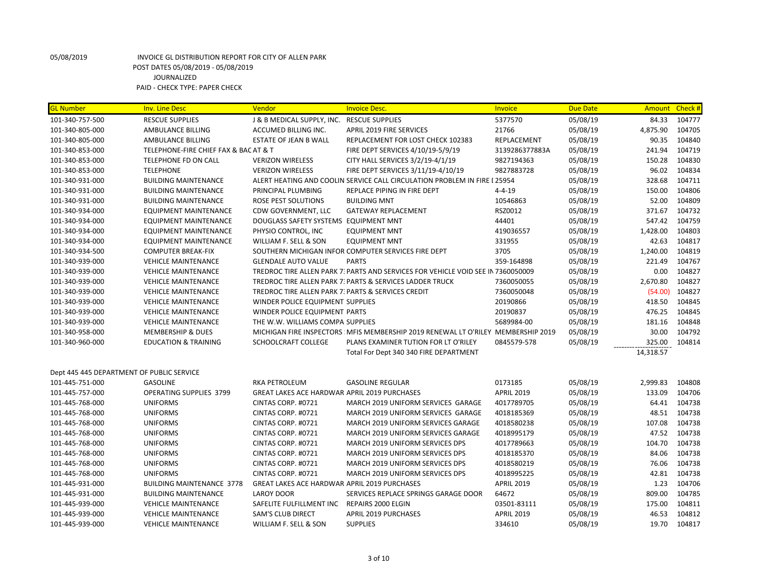05/08/2019 INVOICE GL DISTRIBUTION REPORT FOR CITY OF ALLEN PARK
POST DATES 05/08/2019 - 05/08/2019
JOURNALIZED
PAID - CHECK TYPE: PAPER CHECK

| GL Number | Inv. Line Desc | Vendor | Invoice Desc. | Invoice | Due Date | Amount | Check # |
|---|---|---|---|---|---|---|---|
| 101-340-757-500 | RESCUE SUPPLIES | J & B MEDICAL SUPPLY, INC. | RESCUE SUPPLIES | 5377570 | 05/08/19 | 84.33 | 104777 |
| 101-340-805-000 | AMBULANCE BILLING | ACCUMED BILLING INC. | APRIL 2019 FIRE SERVICES | 21766 | 05/08/19 | 4,875.90 | 104705 |
| 101-340-805-000 | AMBULANCE BILLING | ESTATE OF JEAN B WALL | REPLACEMENT FOR LOST CHECK 102383 | REPLACEMENT | 05/08/19 | 90.35 | 104840 |
| 101-340-853-000 | TELEPHONE-FIRE CHIEF FAX & BAC | AT & T | FIRE DEPT SERVICES 4/10/19-5/9/19 | 3139286377883A | 05/08/19 | 241.94 | 104719 |
| 101-340-853-000 | TELEPHONE FD ON CALL | VERIZON WIRELESS | CITY HALL SERVICES 3/2/19-4/1/19 | 9827194363 | 05/08/19 | 150.28 | 104830 |
| 101-340-853-000 | TELEPHONE | VERIZON WIRELESS | FIRE DEPT SERVICES 3/11/19-4/10/19 | 9827883728 | 05/08/19 | 96.02 | 104834 |
| 101-340-931-000 | BUILDING MAINTENANCE | ALERT HEATING AND COOLIN | SERVICE CALL CIRCULATION PROBLEM IN FIRE [ | 25954 | 05/08/19 | 328.68 | 104711 |
| 101-340-931-000 | BUILDING MAINTENANCE | PRINCIPAL PLUMBING | REPLACE PIPING IN FIRE DEPT | 4-4-19 | 05/08/19 | 150.00 | 104806 |
| 101-340-931-000 | BUILDING MAINTENANCE | ROSE PEST SOLUTIONS | BUILDING MNT | 10546863 | 05/08/19 | 52.00 | 104809 |
| 101-340-934-000 | EQUIPMENT MAINTENANCE | CDW GOVERNMENT, LLC | GATEWAY REPLACEMENT | RSZ0012 | 05/08/19 | 371.67 | 104732 |
| 101-340-934-000 | EQUIPMENT MAINTENANCE | DOUGLASS SAFETY SYSTEMS | EQUIPMENT MNT | 44401 | 05/08/19 | 547.42 | 104759 |
| 101-340-934-000 | EQUIPMENT MAINTENANCE | PHYSIO CONTROL, INC | EQUIPMENT MNT | 419036557 | 05/08/19 | 1,428.00 | 104803 |
| 101-340-934-000 | EQUIPMENT MAINTENANCE | WILLIAM F. SELL & SON | EQUIPMENT MNT | 331955 | 05/08/19 | 42.63 | 104817 |
| 101-340-934-500 | COMPUTER BREAK-FIX | SOUTHERN MICHIGAN INFOR | COMPUTER SERVICES FIRE DEPT | 3705 | 05/08/19 | 1,240.00 | 104819 |
| 101-340-939-000 | VEHICLE MAINTENANCE | GLENDALE AUTO VALUE | PARTS | 359-164898 | 05/08/19 | 221.49 | 104767 |
| 101-340-939-000 | VEHICLE MAINTENANCE | TREDROC TIRE ALLEN PARK 7: | PARTS AND SERVICES FOR VEHICLE VOID SEE IN | 7360050009 | 05/08/19 | 0.00 | 104827 |
| 101-340-939-000 | VEHICLE MAINTENANCE | TREDROC TIRE ALLEN PARK 7: | PARTS & SERVICES LADDER TRUCK | 7360050055 | 05/08/19 | 2,670.80 | 104827 |
| 101-340-939-000 | VEHICLE MAINTENANCE | TREDROC TIRE ALLEN PARK 7: | PARTS & SERVICES CREDIT | 7360050048 | 05/08/19 | (54.00) | 104827 |
| 101-340-939-000 | VEHICLE MAINTENANCE | WINDER POLICE EQUIPMENT | SUPPLIES | 20190866 | 05/08/19 | 418.50 | 104845 |
| 101-340-939-000 | VEHICLE MAINTENANCE | WINDER POLICE EQUIPMENT | PARTS | 20190837 | 05/08/19 | 476.25 | 104845 |
| 101-340-939-000 | VEHICLE MAINTENANCE | THE W.W. WILLIAMS COMPA | SUPPLIES | 5689984-00 | 05/08/19 | 181.16 | 104848 |
| 101-340-958-000 | MEMBERSHIP & DUES | MICHIGAN FIRE INSPECTORS | MFIS MEMBERSHIP 2019 RENEWAL LT O'RILEY | MEMBERSHIP 2019 | 05/08/19 | 30.00 | 104792 |
| 101-340-960-000 | EDUCATION & TRAINING | SCHOOLCRAFT COLLEGE | PLANS EXAMINER TUTION FOR LT O'RILEY | 0845579-578 | 05/08/19 | 325.00 | 104814 |
| | | | Total For Dept 340 340 FIRE DEPARTMENT | | | 14,318.57 | |
| Dept 445 445 DEPARTMENT OF PUBLIC SERVICE | | | | | | | |
| 101-445-751-000 | GASOLINE | RKA PETROLEUM | GASOLINE REGULAR | 0173185 | 05/08/19 | 2,999.83 | 104808 |
| 101-445-757-000 | OPERATING SUPPLIES 3799 | GREAT LAKES ACE HARDWAR | APRIL 2019 PURCHASES | APRIL 2019 | 05/08/19 | 133.09 | 104706 |
| 101-445-768-000 | UNIFORMS | CINTAS CORP. #0721 | MARCH 2019 UNIFORM SERVICES GARAGE | 4017789705 | 05/08/19 | 64.41 | 104738 |
| 101-445-768-000 | UNIFORMS | CINTAS CORP. #0721 | MARCH 2019 UNIFORM SERVICES GARAGE | 4018185369 | 05/08/19 | 48.51 | 104738 |
| 101-445-768-000 | UNIFORMS | CINTAS CORP. #0721 | MARCH 2019 UNIFORM SERVICES GARAGE | 4018580238 | 05/08/19 | 107.08 | 104738 |
| 101-445-768-000 | UNIFORMS | CINTAS CORP. #0721 | MARCH 2019 UNIFORM SERVICES GARAGE | 4018995179 | 05/08/19 | 47.52 | 104738 |
| 101-445-768-000 | UNIFORMS | CINTAS CORP. #0721 | MARCH 2019 UNIFORM SERVICES DPS | 4017789663 | 05/08/19 | 104.70 | 104738 |
| 101-445-768-000 | UNIFORMS | CINTAS CORP. #0721 | MARCH 2019 UNIFORM SERVICES DPS | 4018185370 | 05/08/19 | 84.06 | 104738 |
| 101-445-768-000 | UNIFORMS | CINTAS CORP. #0721 | MARCH 2019 UNIFORM SERVICES DPS | 4018580219 | 05/08/19 | 76.06 | 104738 |
| 101-445-768-000 | UNIFORMS | CINTAS CORP. #0721 | MARCH 2019 UNIFORM SERVICES DPS | 4018995225 | 05/08/19 | 42.81 | 104738 |
| 101-445-931-000 | BUILDING MAINTENANCE 3778 | GREAT LAKES ACE HARDWAR | APRIL 2019 PURCHASES | APRIL 2019 | 05/08/19 | 1.23 | 104706 |
| 101-445-931-000 | BUILDING MAINTENANCE | LAROY DOOR | SERVICES REPLACE SPRINGS GARAGE DOOR | 64672 | 05/08/19 | 809.00 | 104785 |
| 101-445-939-000 | VEHICLE MAINTENANCE | SAFELITE FULFILLMENT INC | REPAIRS 2000 ELGIN | 03501-83111 | 05/08/19 | 175.00 | 104811 |
| 101-445-939-000 | VEHICLE MAINTENANCE | SAM'S CLUB DIRECT | APRIL 2019 PURCHASES | APRIL 2019 | 05/08/19 | 46.53 | 104812 |
| 101-445-939-000 | VEHICLE MAINTENANCE | WILLIAM F. SELL & SON | SUPPLIES | 334610 | 05/08/19 | 19.70 | 104817 |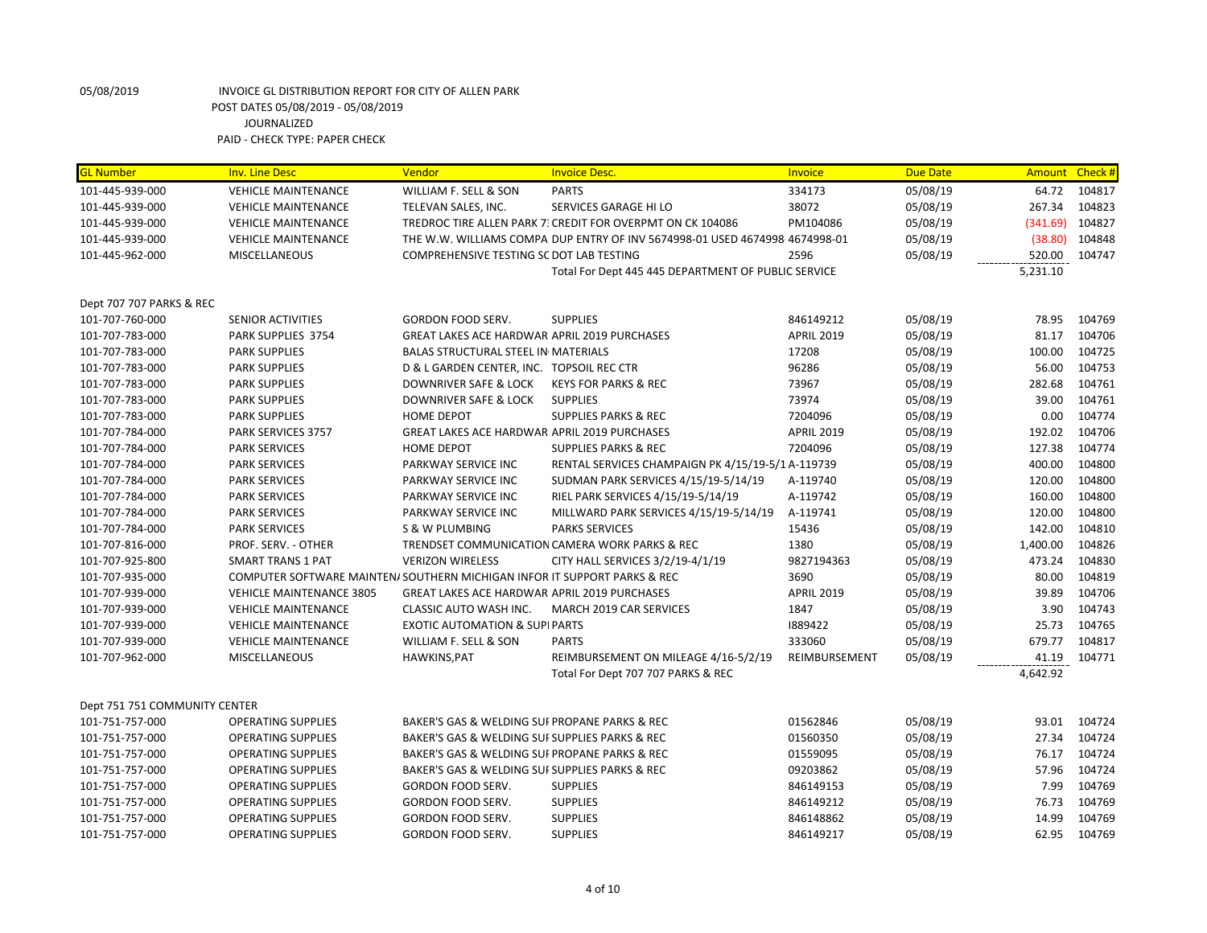05/08/2019 INVOICE GL DISTRIBUTION REPORT FOR CITY OF ALLEN PARK
POST DATES 05/08/2019 - 05/08/2019
JOURNALIZED
PAID - CHECK TYPE: PAPER CHECK

| GL Number | Inv. Line Desc | Vendor | Invoice Desc. | Invoice | Due Date | Amount | Check # |
|---|---|---|---|---|---|---|---|
| 101-445-939-000 | VEHICLE MAINTENANCE | WILLIAM F. SELL & SON | PARTS | 334173 | 05/08/19 | 64.72 | 104817 |
| 101-445-939-000 | VEHICLE MAINTENANCE | TELEVAN SALES, INC. | SERVICES GARAGE HI LO | 38072 | 05/08/19 | 267.34 | 104823 |
| 101-445-939-000 | VEHICLE MAINTENANCE | TREDROC TIRE ALLEN PARK 7 | CREDIT FOR OVERPMT ON CK 104086 | PM104086 | 05/08/19 | (341.69) | 104827 |
| 101-445-939-000 | VEHICLE MAINTENANCE | THE W.W. WILLIAMS COMPA | DUP ENTRY OF INV 5674998-01 USED 4674998 | 4674998-01 | 05/08/19 | (38.80) | 104848 |
| 101-445-962-000 | MISCELLANEOUS | COMPREHENSIVE TESTING SC | DOT LAB TESTING | 2596 | 05/08/19 | 520.00 | 104747 |
| | | | Total For Dept 445 445 DEPARTMENT OF PUBLIC SERVICE | | | 5,231.10 | |
| Dept 707 707 PARKS & REC | | | | | | | |
| 101-707-760-000 | SENIOR ACTIVITIES | GORDON FOOD SERV. | SUPPLIES | 846149212 | 05/08/19 | 78.95 | 104769 |
| 101-707-783-000 | PARK SUPPLIES 3754 | GREAT LAKES ACE HARDWAR | APRIL 2019 PURCHASES | APRIL 2019 | 05/08/19 | 81.17 | 104706 |
| 101-707-783-000 | PARK SUPPLIES | BALAS STRUCTURAL STEEL IN | MATERIALS | 17208 | 05/08/19 | 100.00 | 104725 |
| 101-707-783-000 | PARK SUPPLIES | D & L GARDEN CENTER, INC. | TOPSOIL REC CTR | 96286 | 05/08/19 | 56.00 | 104753 |
| 101-707-783-000 | PARK SUPPLIES | DOWNRIVER SAFE & LOCK | KEYS FOR PARKS & REC | 73967 | 05/08/19 | 282.68 | 104761 |
| 101-707-783-000 | PARK SUPPLIES | DOWNRIVER SAFE & LOCK | SUPPLIES | 73974 | 05/08/19 | 39.00 | 104761 |
| 101-707-783-000 | PARK SUPPLIES | HOME DEPOT | SUPPLIES PARKS & REC | 7204096 | 05/08/19 | 0.00 | 104774 |
| 101-707-784-000 | PARK SERVICES 3757 | GREAT LAKES ACE HARDWAR | APRIL 2019 PURCHASES | APRIL 2019 | 05/08/19 | 192.02 | 104706 |
| 101-707-784-000 | PARK SERVICES | HOME DEPOT | SUPPLIES PARKS & REC | 7204096 | 05/08/19 | 127.38 | 104774 |
| 101-707-784-000 | PARK SERVICES | PARKWAY SERVICE INC | RENTAL SERVICES CHAMPAIGN PK 4/15/19-5/1 | A-119739 | 05/08/19 | 400.00 | 104800 |
| 101-707-784-000 | PARK SERVICES | PARKWAY SERVICE INC | SUDMAN PARK SERVICES 4/15/19-5/14/19 | A-119740 | 05/08/19 | 120.00 | 104800 |
| 101-707-784-000 | PARK SERVICES | PARKWAY SERVICE INC | RIEL PARK SERVICES 4/15/19-5/14/19 | A-119742 | 05/08/19 | 160.00 | 104800 |
| 101-707-784-000 | PARK SERVICES | PARKWAY SERVICE INC | MILLWARD PARK SERVICES 4/15/19-5/14/19 | A-119741 | 05/08/19 | 120.00 | 104800 |
| 101-707-784-000 | PARK SERVICES | S & W PLUMBING | PARKS SERVICES | 15436 | 05/08/19 | 142.00 | 104810 |
| 101-707-816-000 | PROF. SERV. - OTHER | TRENDSET COMMUNICATION | CAMERA WORK PARKS & REC | 1380 | 05/08/19 | 1,400.00 | 104826 |
| 101-707-925-800 | SMART TRANS 1 PAT | VERIZON WIRELESS | CITY HALL SERVICES 3/2/19-4/1/19 | 9827194363 | 05/08/19 | 473.24 | 104830 |
| 101-707-935-000 | COMPUTER SOFTWARE MAINTEN/ | SOUTHERN MICHIGAN INFOR | IT SUPPORT PARKS & REC | 3690 | 05/08/19 | 80.00 | 104819 |
| 101-707-939-000 | VEHICLE MAINTENANCE 3805 | GREAT LAKES ACE HARDWAR | APRIL 2019 PURCHASES | APRIL 2019 | 05/08/19 | 39.89 | 104706 |
| 101-707-939-000 | VEHICLE MAINTENANCE | CLASSIC AUTO WASH INC. | MARCH 2019 CAR SERVICES | 1847 | 05/08/19 | 3.90 | 104743 |
| 101-707-939-000 | VEHICLE MAINTENANCE | EXOTIC AUTOMATION & SUPI | PARTS | I889422 | 05/08/19 | 25.73 | 104765 |
| 101-707-939-000 | VEHICLE MAINTENANCE | WILLIAM F. SELL & SON | PARTS | 333060 | 05/08/19 | 679.77 | 104817 |
| 101-707-962-000 | MISCELLANEOUS | HAWKINS,PAT | REIMBURSEMENT ON MILEAGE 4/16-5/2/19 | REIMBURSEMENT | 05/08/19 | 41.19 | 104771 |
| | | | Total For Dept 707 707 PARKS & REC | | | 4,642.92 | |
| Dept 751 751 COMMUNITY CENTER | | | | | | | |
| 101-751-757-000 | OPERATING SUPPLIES | BAKER'S GAS & WELDING SUI | PROPANE PARKS & REC | 01562846 | 05/08/19 | 93.01 | 104724 |
| 101-751-757-000 | OPERATING SUPPLIES | BAKER'S GAS & WELDING SUI | SUPPLIES PARKS & REC | 01560350 | 05/08/19 | 27.34 | 104724 |
| 101-751-757-000 | OPERATING SUPPLIES | BAKER'S GAS & WELDING SUI | PROPANE PARKS & REC | 01559095 | 05/08/19 | 76.17 | 104724 |
| 101-751-757-000 | OPERATING SUPPLIES | BAKER'S GAS & WELDING SUI | SUPPLIES PARKS & REC | 09203862 | 05/08/19 | 57.96 | 104724 |
| 101-751-757-000 | OPERATING SUPPLIES | GORDON FOOD SERV. | SUPPLIES | 846149153 | 05/08/19 | 7.99 | 104769 |
| 101-751-757-000 | OPERATING SUPPLIES | GORDON FOOD SERV. | SUPPLIES | 846149212 | 05/08/19 | 76.73 | 104769 |
| 101-751-757-000 | OPERATING SUPPLIES | GORDON FOOD SERV. | SUPPLIES | 846148862 | 05/08/19 | 14.99 | 104769 |
| 101-751-757-000 | OPERATING SUPPLIES | GORDON FOOD SERV. | SUPPLIES | 846149217 | 05/08/19 | 62.95 | 104769 |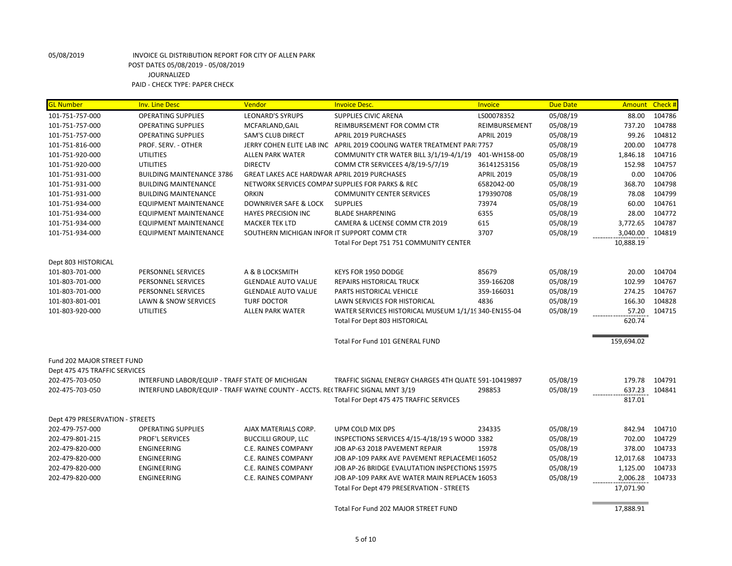05/08/2019 INVOICE GL DISTRIBUTION REPORT FOR CITY OF ALLEN PARK
POST DATES 05/08/2019 - 05/08/2019
JOURNALIZED
PAID - CHECK TYPE: PAPER CHECK

| GL Number | Inv. Line Desc | Vendor | Invoice Desc. | Invoice | Due Date | Amount | Check # |
|---|---|---|---|---|---|---|---|
| 101-751-757-000 | OPERATING SUPPLIES | LEONARD'S SYRUPS | SUPPLIES CIVIC ARENA | LS00078352 | 05/08/19 | 88.00 | 104786 |
| 101-751-757-000 | OPERATING SUPPLIES | MCFARLAND,GAIL | REIMBURSEMENT FOR COMM CTR | REIMBURSEMENT | 05/08/19 | 737.20 | 104788 |
| 101-751-757-000 | OPERATING SUPPLIES | SAM'S CLUB DIRECT | APRIL 2019 PURCHASES | APRIL 2019 | 05/08/19 | 99.26 | 104812 |
| 101-751-816-000 | PROF. SERV. - OTHER | JERRY COHEN ELITE LAB INC | APRIL 2019 COOLING WATER TREATMENT PARI | 7757 | 05/08/19 | 200.00 | 104778 |
| 101-751-920-000 | UTILITIES | ALLEN PARK WATER | COMMUNITY CTR WATER BILL 3/1/19-4/1/19 | 401-WH158-00 | 05/08/19 | 1,846.18 | 104716 |
| 101-751-920-000 | UTILITIES | DIRECTV | COMM CTR SERVICEES 4/8/19-5/7/19 | 36141253156 | 05/08/19 | 152.98 | 104757 |
| 101-751-931-000 | BUILDING MAINTENANCE 3786 | GREAT LAKES ACE HARDWAR | APRIL 2019 PURCHASES | APRIL 2019 | 05/08/19 | 0.00 | 104706 |
| 101-751-931-000 | BUILDING MAINTENANCE | NETWORK SERVICES COMPAI | SUPPLIES FOR PARKS & REC | 6582042-00 | 05/08/19 | 368.70 | 104798 |
| 101-751-931-000 | BUILDING MAINTENANCE | ORKIN | COMMUNITY CENTER SERVICES | 179390708 | 05/08/19 | 78.08 | 104799 |
| 101-751-934-000 | EQUIPMENT MAINTENANCE | DOWNRIVER SAFE & LOCK | SUPPLIES | 73974 | 05/08/19 | 60.00 | 104761 |
| 101-751-934-000 | EQUIPMENT MAINTENANCE | HAYES PRECISION INC | BLADE SHARPENING | 6355 | 05/08/19 | 28.00 | 104772 |
| 101-751-934-000 | EQUIPMENT MAINTENANCE | MACKER TEK LTD | CAMERA & LICENSE COMM CTR 2019 | 615 | 05/08/19 | 3,772.65 | 104787 |
| 101-751-934-000 | EQUIPMENT MAINTENANCE | SOUTHERN MICHIGAN INFOR | IT SUPPORT COMM CTR | 3707 | 05/08/19 | 3,040.00 | 104819 |
| | | | Total For Dept 751 751 COMMUNITY CENTER | | | 10,888.19 | |
| Dept 803 HISTORICAL | | | | | | | |
| 101-803-701-000 | PERSONNEL SERVICES | A & B LOCKSMITH | KEYS FOR 1950 DODGE | 85679 | 05/08/19 | 20.00 | 104704 |
| 101-803-701-000 | PERSONNEL SERVICES | GLENDALE AUTO VALUE | REPAIRS HISTORICAL TRUCK | 359-166208 | 05/08/19 | 102.99 | 104767 |
| 101-803-701-000 | PERSONNEL SERVICES | GLENDALE AUTO VALUE | PARTS HISTORICAL VEHICLE | 359-166031 | 05/08/19 | 274.25 | 104767 |
| 101-803-801-001 | LAWN & SNOW SERVICES | TURF DOCTOR | LAWN SERVICES FOR HISTORICAL | 4836 | 05/08/19 | 166.30 | 104828 |
| 101-803-920-000 | UTILITIES | ALLEN PARK WATER | WATER SERVICES HISTORICAL MUSEUM 1/1/19 | 340-EN155-04 | 05/08/19 | 57.20 | 104715 |
| | | | Total For Dept 803 HISTORICAL | | | 620.74 | |
| | | | Total For Fund 101 GENERAL FUND | | | 159,694.02 | |
| Fund 202 MAJOR STREET FUND | | | | | | | |
| Dept 475 475 TRAFFIC SERVICES | | | | | | | |
| 202-475-703-050 | INTERFUND LABOR/EQUIP - TRAFF | STATE OF MICHIGAN | TRAFFIC SIGNAL ENERGY CHARGES 4TH QUATE | 591-10419897 | 05/08/19 | 179.78 | 104791 |
| 202-475-703-050 | INTERFUND LABOR/EQUIP - TRAFF | WAYNE COUNTY - ACCTS. RE( | TRAFFIC SIGNAL MNT 3/19 | 298853 | 05/08/19 | 637.23 | 104841 |
| | | | Total For Dept 475 475 TRAFFIC SERVICES | | | 817.01 | |
| Dept 479 PRESERVATION - STREETS | | | | | | | |
| 202-479-757-000 | OPERATING SUPPLIES | AJAX MATERIALS CORP. | UPM COLD MIX DPS | 234335 | 05/08/19 | 842.94 | 104710 |
| 202-479-801-215 | PROF'L SERVICES | BUCCILLI GROUP, LLC | INSPECTIONS SERVICES 4/15-4/18/19 S WOOD | 3382 | 05/08/19 | 702.00 | 104729 |
| 202-479-820-000 | ENGINEERING | C.E. RAINES COMPANY | JOB AP-63 2018 PAVEMENT REPAIR | 15978 | 05/08/19 | 378.00 | 104733 |
| 202-479-820-000 | ENGINEERING | C.E. RAINES COMPANY | JOB AP-109 PARK AVE PAVEMENT REPLACEMEI | 16052 | 05/08/19 | 12,017.68 | 104733 |
| 202-479-820-000 | ENGINEERING | C.E. RAINES COMPANY | JOB AP-26 BRIDGE EVALUTATION INSPECTIONS | 15975 | 05/08/19 | 1,125.00 | 104733 |
| 202-479-820-000 | ENGINEERING | C.E. RAINES COMPANY | JOB AP-109 PARK AVE WATER MAIN REPLACEN | 16053 | 05/08/19 | 2,006.28 | 104733 |
| | | | Total For Dept 479 PRESERVATION - STREETS | | | 17,071.90 | |
| | | | Total For Fund 202 MAJOR STREET FUND | | | 17,888.91 | |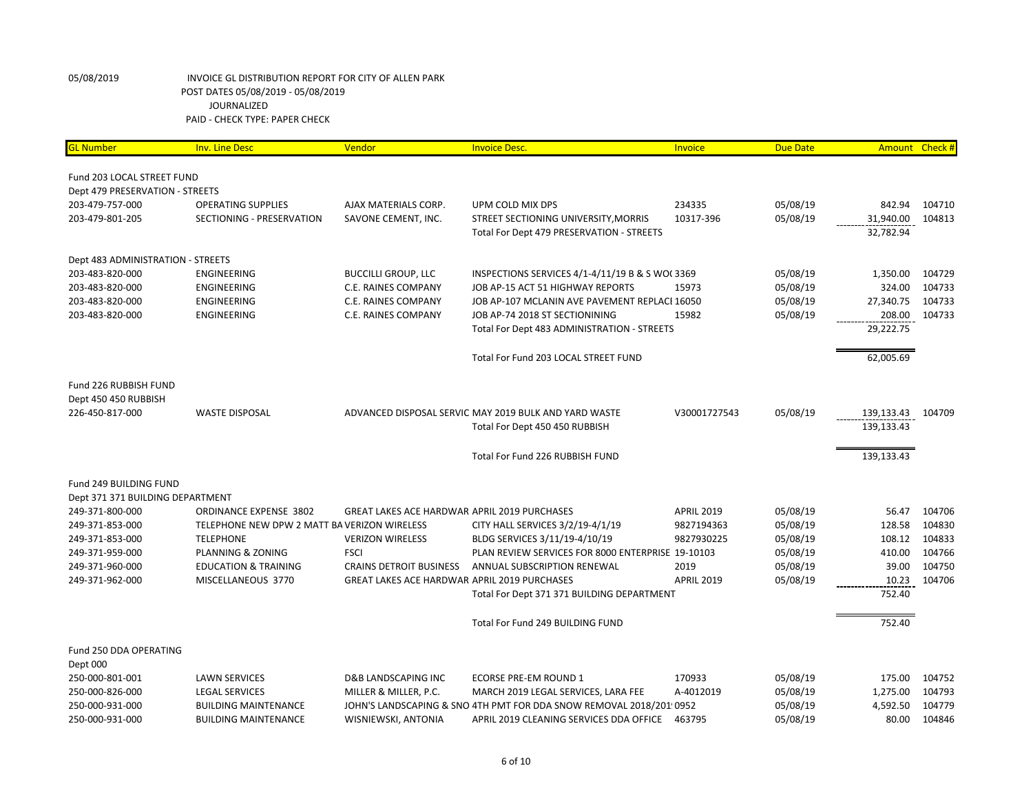05/08/2019 INVOICE GL DISTRIBUTION REPORT FOR CITY OF ALLEN PARK
POST DATES 05/08/2019 - 05/08/2019
JOURNALIZED
PAID - CHECK TYPE: PAPER CHECK

| GL Number | Inv. Line Desc | Vendor | Invoice Desc. | Invoice | Due Date | Amount | Check # |
|---|---|---|---|---|---|---|---|
| Fund 203 LOCAL STREET FUND | | | | | | | |
| Dept 479 PRESERVATION - STREETS | | | | | | | |
| 203-479-757-000 | OPERATING SUPPLIES | AJAX MATERIALS CORP. | UPM COLD MIX DPS | 234335 | 05/08/19 | 842.94 | 104710 |
| 203-479-801-205 | SECTIONING - PRESERVATION | SAVONE CEMENT, INC. | STREET SECTIONING UNIVERSITY,MORRIS | 10317-396 | 05/08/19 | 31,940.00 | 104813 |
| | | | Total For Dept 479 PRESERVATION - STREETS | | | 32,782.94 | |
| Dept 483 ADMINISTRATION - STREETS | | | | | | | |
| 203-483-820-000 | ENGINEERING | BUCCILLI GROUP, LLC | INSPECTIONS SERVICES 4/1-4/11/19 B & S WO( | 3369 | 05/08/19 | 1,350.00 | 104729 |
| 203-483-820-000 | ENGINEERING | C.E. RAINES COMPANY | JOB AP-15 ACT 51 HIGHWAY REPORTS | 15973 | 05/08/19 | 324.00 | 104733 |
| 203-483-820-000 | ENGINEERING | C.E. RAINES COMPANY | JOB AP-107 MCLANIN AVE PAVEMENT REPLACI | 16050 | 05/08/19 | 27,340.75 | 104733 |
| 203-483-820-000 | ENGINEERING | C.E. RAINES COMPANY | JOB AP-74 2018 ST SECTIONINING | 15982 | 05/08/19 | 208.00 | 104733 |
| | | | Total For Dept 483 ADMINISTRATION - STREETS | | | 29,222.75 | |
| | | | Total For Fund 203 LOCAL STREET FUND | | | 62,005.69 | |
| Fund 226 RUBBISH FUND | | | | | | | |
| Dept 450 450 RUBBISH | | | | | | | |
| 226-450-817-000 | WASTE DISPOSAL | ADVANCED DISPOSAL SERVIC | MAY 2019 BULK AND YARD WASTE | V30001727543 | 05/08/19 | 139,133.43 | 104709 |
| | | | Total For Dept 450 450 RUBBISH | | | 139,133.43 | |
| | | | Total For Fund 226 RUBBISH FUND | | | 139,133.43 | |
| Fund 249 BUILDING FUND | | | | | | | |
| Dept 371 371 BUILDING DEPARTMENT | | | | | | | |
| 249-371-800-000 | ORDINANCE EXPENSE 3802 | GREAT LAKES ACE HARDWAR | APRIL 2019 PURCHASES | APRIL 2019 | 05/08/19 | 56.47 | 104706 |
| 249-371-853-000 | TELEPHONE NEW DPW 2 MATT BA | VERIZON WIRELESS | CITY HALL SERVICES 3/2/19-4/1/19 | 9827194363 | 05/08/19 | 128.58 | 104830 |
| 249-371-853-000 | TELEPHONE | VERIZON WIRELESS | BLDG SERVICES 3/11/19-4/10/19 | 9827930225 | 05/08/19 | 108.12 | 104833 |
| 249-371-959-000 | PLANNING & ZONING | FSCI | PLAN REVIEW SERVICES FOR 8000 ENTERPRISE | 19-10103 | 05/08/19 | 410.00 | 104766 |
| 249-371-960-000 | EDUCATION & TRAINING | CRAINS DETROIT BUSINESS | ANNUAL SUBSCRIPTION RENEWAL | 2019 | 05/08/19 | 39.00 | 104750 |
| 249-371-962-000 | MISCELLANEOUS 3770 | GREAT LAKES ACE HARDWAR | APRIL 2019 PURCHASES | APRIL 2019 | 05/08/19 | 10.23 | 104706 |
| | | | Total For Dept 371 371 BUILDING DEPARTMENT | | | 752.40 | |
| | | | Total For Fund 249 BUILDING FUND | | | 752.40 | |
| Fund 250 DDA OPERATING | | | | | | | |
| Dept 000 | | | | | | | |
| 250-000-801-001 | LAWN SERVICES | D&B LANDSCAPING INC | ECORSE PRE-EM ROUND 1 | 170933 | 05/08/19 | 175.00 | 104752 |
| 250-000-826-000 | LEGAL SERVICES | MILLER & MILLER, P.C. | MARCH 2019 LEGAL SERVICES, LARA FEE | A-4012019 | 05/08/19 | 1,275.00 | 104793 |
| 250-000-931-000 | BUILDING MAINTENANCE | JOHN'S LANDSCAPING & SNO | 4TH PMT FOR DDA SNOW REMOVAL 2018/201 | 0952 | 05/08/19 | 4,592.50 | 104779 |
| 250-000-931-000 | BUILDING MAINTENANCE | WISNIEWSKI, ANTONIA | APRIL 2019 CLEANING SERVICES DDA OFFICE | 463795 | 05/08/19 | 80.00 | 104846 |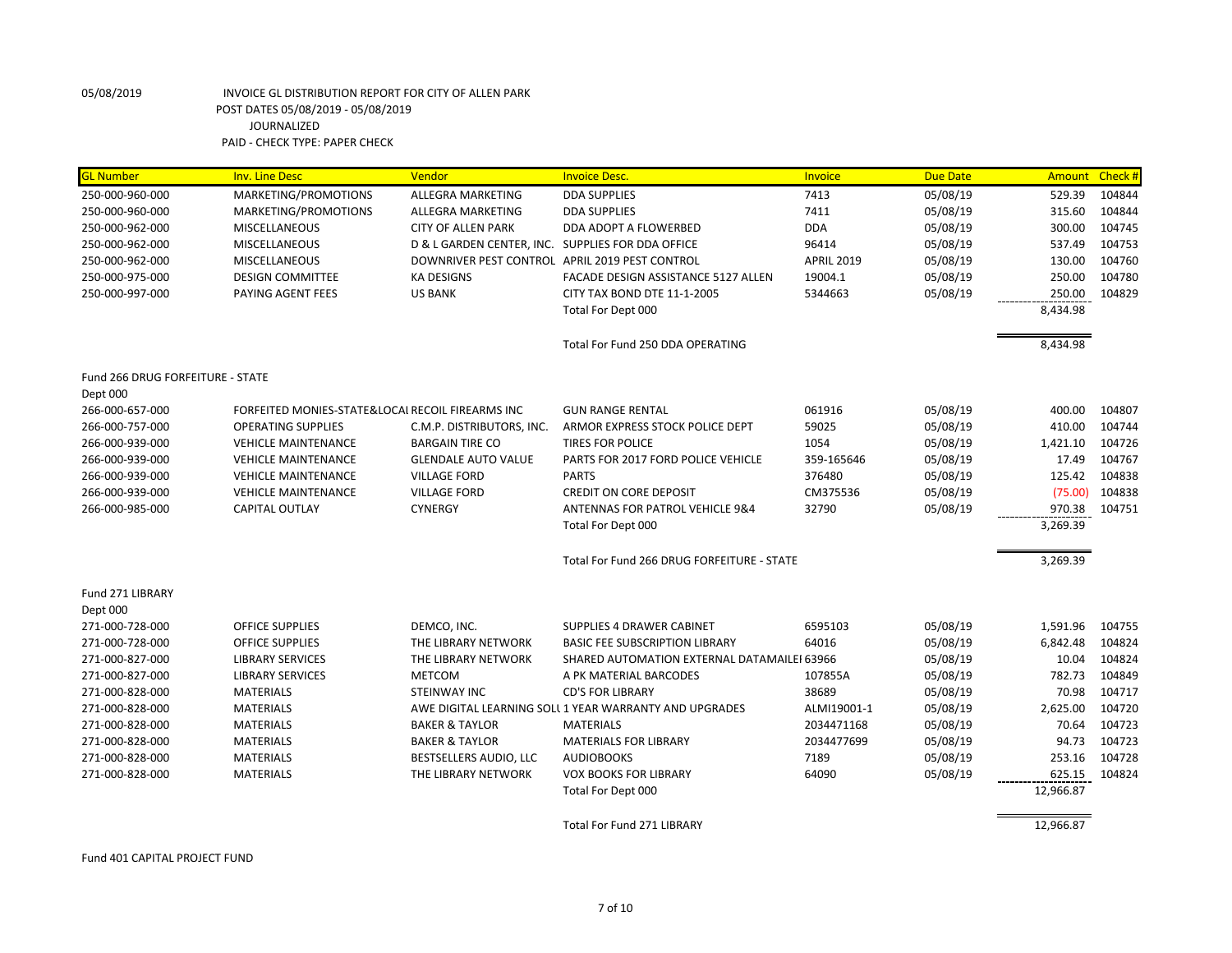05/08/2019 INVOICE GL DISTRIBUTION REPORT FOR CITY OF ALLEN PARK
POST DATES 05/08/2019 - 05/08/2019
JOURNALIZED
PAID - CHECK TYPE: PAPER CHECK

| GL Number | Inv. Line Desc | Vendor | Invoice Desc. | Invoice | Due Date | Amount | Check # |
|---|---|---|---|---|---|---|---|
| 250-000-960-000 | MARKETING/PROMOTIONS | ALLEGRA MARKETING | DDA SUPPLIES | 7413 | 05/08/19 | 529.39 | 104844 |
| 250-000-960-000 | MARKETING/PROMOTIONS | ALLEGRA MARKETING | DDA SUPPLIES | 7411 | 05/08/19 | 315.60 | 104844 |
| 250-000-962-000 | MISCELLANEOUS | CITY OF ALLEN PARK | DDA ADOPT A FLOWERBED | DDA | 05/08/19 | 300.00 | 104745 |
| 250-000-962-000 | MISCELLANEOUS | D & L GARDEN CENTER, INC. | SUPPLIES FOR DDA OFFICE | 96414 | 05/08/19 | 537.49 | 104753 |
| 250-000-962-000 | MISCELLANEOUS | DOWNRIVER PEST CONTROL | APRIL 2019 PEST CONTROL | APRIL 2019 | 05/08/19 | 130.00 | 104760 |
| 250-000-975-000 | DESIGN COMMITTEE | KA DESIGNS | FACADE DESIGN ASSISTANCE 5127 ALLEN | 19004.1 | 05/08/19 | 250.00 | 104780 |
| 250-000-997-000 | PAYING AGENT FEES | US BANK | CITY TAX BOND DTE 11-1-2005 | 5344663 | 05/08/19 | 250.00 | 104829 |
| | | | Total For Dept 000 | | | 8,434.98 | |
| | | | Total For Fund 250 DDA OPERATING | | | 8,434.98 | |
| Fund 266 DRUG FORFEITURE - STATE | | | | | | | |
| Dept 000 | | | | | | | |
| 266-000-657-000 | FORFEITED MONIES-STATE&LOCAL | RECOIL FIREARMS INC | GUN RANGE RENTAL | 061916 | 05/08/19 | 400.00 | 104807 |
| 266-000-757-000 | OPERATING SUPPLIES | C.M.P. DISTRIBUTORS, INC. | ARMOR EXPRESS STOCK POLICE DEPT | 59025 | 05/08/19 | 410.00 | 104744 |
| 266-000-939-000 | VEHICLE MAINTENANCE | BARGAIN TIRE CO | TIRES FOR POLICE | 1054 | 05/08/19 | 1,421.10 | 104726 |
| 266-000-939-000 | VEHICLE MAINTENANCE | GLENDALE AUTO VALUE | PARTS FOR 2017 FORD POLICE VEHICLE | 359-165646 | 05/08/19 | 17.49 | 104767 |
| 266-000-939-000 | VEHICLE MAINTENANCE | VILLAGE FORD | PARTS | 376480 | 05/08/19 | 125.42 | 104838 |
| 266-000-939-000 | VEHICLE MAINTENANCE | VILLAGE FORD | CREDIT ON CORE DEPOSIT | CM375536 | 05/08/19 | (75.00) | 104838 |
| 266-000-985-000 | CAPITAL OUTLAY | CYNERGY | ANTENNAS FOR PATROL VEHICLE 9&4 | 32790 | 05/08/19 | 970.38 | 104751 |
| | | | Total For Dept 000 | | | 3,269.39 | |
| | | | Total For Fund 266 DRUG FORFEITURE - STATE | | | 3,269.39 | |
| Fund 271 LIBRARY | | | | | | | |
| Dept 000 | | | | | | | |
| 271-000-728-000 | OFFICE SUPPLIES | DEMCO, INC. | SUPPLIES 4 DRAWER CABINET | 6595103 | 05/08/19 | 1,591.96 | 104755 |
| 271-000-728-000 | OFFICE SUPPLIES | THE LIBRARY NETWORK | BASIC FEE SUBSCRIPTION LIBRARY | 64016 | 05/08/19 | 6,842.48 | 104824 |
| 271-000-827-000 | LIBRARY SERVICES | THE LIBRARY NETWORK | SHARED AUTOMATION EXTERNAL DATAMAILEI | 63966 | 05/08/19 | 10.04 | 104824 |
| 271-000-827-000 | LIBRARY SERVICES | METCOM | A PK MATERIAL BARCODES | 107855A | 05/08/19 | 782.73 | 104849 |
| 271-000-828-000 | MATERIALS | STEINWAY INC | CD'S FOR LIBRARY | 38689 | 05/08/19 | 70.98 | 104717 |
| 271-000-828-000 | MATERIALS | AWE DIGITAL LEARNING SOLU | 1 YEAR WARRANTY AND UPGRADES | ALMI19001-1 | 05/08/19 | 2,625.00 | 104720 |
| 271-000-828-000 | MATERIALS | BAKER & TAYLOR | MATERIALS | 2034471168 | 05/08/19 | 70.64 | 104723 |
| 271-000-828-000 | MATERIALS | BAKER & TAYLOR | MATERIALS FOR LIBRARY | 2034477699 | 05/08/19 | 94.73 | 104723 |
| 271-000-828-000 | MATERIALS | BESTSELLERS AUDIO, LLC | AUDIOBOOKS | 7189 | 05/08/19 | 253.16 | 104728 |
| 271-000-828-000 | MATERIALS | THE LIBRARY NETWORK | VOX BOOKS FOR LIBRARY | 64090 | 05/08/19 | 625.15 | 104824 |
| | | | Total For Dept 000 | | | 12,966.87 | |
| | | | Total For Fund 271 LIBRARY | | | 12,966.87 | |

Fund 401 CAPITAL PROJECT FUND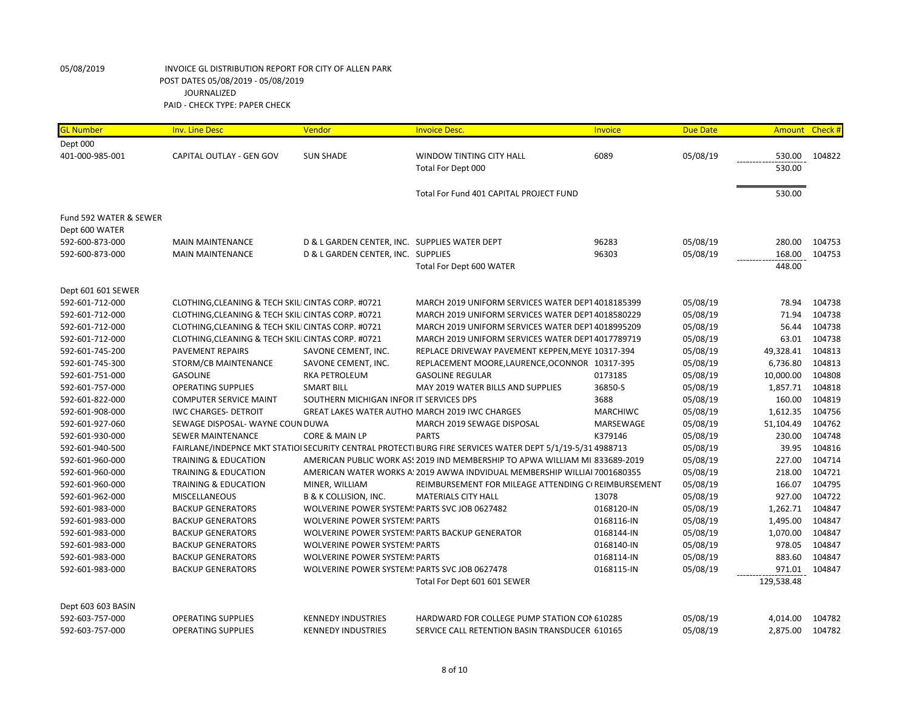05/08/2019 INVOICE GL DISTRIBUTION REPORT FOR CITY OF ALLEN PARK
POST DATES 05/08/2019 - 05/08/2019
JOURNALIZED
PAID - CHECK TYPE: PAPER CHECK

| GL Number | Inv. Line Desc | Vendor | Invoice Desc. | Invoice | Due Date | Amount | Check # |
|---|---|---|---|---|---|---|---|
| Dept 000 | | | | | | | |
| 401-000-985-001 | CAPITAL OUTLAY - GEN GOV | SUN SHADE | WINDOW TINTING CITY HALL | 6089 | 05/08/19 | 530.00 | 104822 |
| | | | Total For Dept 000 | | | 530.00 | |
| | | | Total For Fund 401 CAPITAL PROJECT FUND | | | 530.00 | |
| Fund 592 WATER & SEWER | | | | | | | |
| Dept 600 WATER | | | | | | | |
| 592-600-873-000 | MAIN MAINTENANCE | D & L GARDEN CENTER, INC. | SUPPLIES WATER DEPT | 96283 | 05/08/19 | 280.00 | 104753 |
| 592-600-873-000 | MAIN MAINTENANCE | D & L GARDEN CENTER, INC. | SUPPLIES | 96303 | 05/08/19 | 168.00 | 104753 |
| | | | Total For Dept 600 WATER | | | 448.00 | |
| Dept 601 601 SEWER | | | | | | | |
| 592-601-712-000 | CLOTHING,CLEANING & TECH SKILI | CINTAS CORP. #0721 | MARCH 2019 UNIFORM SERVICES WATER DEPT | 4018185399 | 05/08/19 | 78.94 | 104738 |
| 592-601-712-000 | CLOTHING,CLEANING & TECH SKILI | CINTAS CORP. #0721 | MARCH 2019 UNIFORM SERVICES WATER DEPT | 4018580229 | 05/08/19 | 71.94 | 104738 |
| 592-601-712-000 | CLOTHING,CLEANING & TECH SKILI | CINTAS CORP. #0721 | MARCH 2019 UNIFORM SERVICES WATER DEPT | 4018995209 | 05/08/19 | 56.44 | 104738 |
| 592-601-712-000 | CLOTHING,CLEANING & TECH SKILI | CINTAS CORP. #0721 | MARCH 2019 UNIFORM SERVICES WATER DEPT | 4017789719 | 05/08/19 | 63.01 | 104738 |
| 592-601-745-200 | PAVEMENT REPAIRS | SAVONE CEMENT, INC. | REPLACE DRIVEWAY PAVEMENT KEPPEN,MEYE | 10317-394 | 05/08/19 | 49,328.41 | 104813 |
| 592-601-745-300 | STORM/CB MAINTENANCE | SAVONE CEMENT, INC. | REPLACEMENT MOORE,LAURENCE,OCONNOR | 10317-395 | 05/08/19 | 6,736.80 | 104813 |
| 592-601-751-000 | GASOLINE | RKA PETROLEUM | GASOLINE REGULAR | 0173185 | 05/08/19 | 10,000.00 | 104808 |
| 592-601-757-000 | OPERATING SUPPLIES | SMART BILL | MAY 2019 WATER BILLS AND SUPPLIES | 36850-S | 05/08/19 | 1,857.71 | 104818 |
| 592-601-822-000 | COMPUTER SERVICE MAINT | SOUTHERN MICHIGAN INFOR | IT SERVICES DPS | 3688 | 05/08/19 | 160.00 | 104819 |
| 592-601-908-000 | IWC CHARGES- DETROIT | GREAT LAKES WATER AUTHO | MARCH 2019 IWC CHARGES | MARCHIWC | 05/08/19 | 1,612.35 | 104756 |
| 592-601-927-060 | SEWAGE DISPOSAL- WAYNE COUN | DUWA | MARCH 2019 SEWAGE DISPOSAL | MARSEWAGE | 05/08/19 | 51,104.49 | 104762 |
| 592-601-930-000 | SEWER MAINTENANCE | CORE & MAIN LP | PARTS | K379146 | 05/08/19 | 230.00 | 104748 |
| 592-601-940-500 | FAIRLANE/INDEPNCE MKT STATIO | SECURITY CENTRAL PROTECTI | BURG FIRE SERVICES WATER DEPT 5/1/19-5/31 | 4988713 | 05/08/19 | 39.95 | 104816 |
| 592-601-960-000 | TRAINING & EDUCATION | AMERICAN PUBLIC WORK ASS | 2019 IND MEMBERSHIP TO APWA WILLIAM MI | 833689-2019 | 05/08/19 | 227.00 | 104714 |
| 592-601-960-000 | TRAINING & EDUCATION | AMERICAN WATER WORKS A | 2019 AWWA INDVIDUAL MEMBERSHIP WILLIAI | 7001680355 | 05/08/19 | 218.00 | 104721 |
| 592-601-960-000 | TRAINING & EDUCATION | MINER, WILLIAM | REIMBURSEMENT FOR MILEAGE ATTENDING C | REIMBURSEMENT | 05/08/19 | 166.07 | 104795 |
| 592-601-962-000 | MISCELLANEOUS | B & K COLLISION, INC. | MATERIALS CITY HALL | 13078 | 05/08/19 | 927.00 | 104722 |
| 592-601-983-000 | BACKUP GENERATORS | WOLVERINE POWER SYSTEMS | PARTS SVC JOB 0627482 | 0168120-IN | 05/08/19 | 1,262.71 | 104847 |
| 592-601-983-000 | BACKUP GENERATORS | WOLVERINE POWER SYSTEMS | PARTS | 0168116-IN | 05/08/19 | 1,495.00 | 104847 |
| 592-601-983-000 | BACKUP GENERATORS | WOLVERINE POWER SYSTEMS | PARTS BACKUP GENERATOR | 0168144-IN | 05/08/19 | 1,070.00 | 104847 |
| 592-601-983-000 | BACKUP GENERATORS | WOLVERINE POWER SYSTEMS | PARTS | 0168140-IN | 05/08/19 | 978.05 | 104847 |
| 592-601-983-000 | BACKUP GENERATORS | WOLVERINE POWER SYSTEMS | PARTS | 0168114-IN | 05/08/19 | 883.60 | 104847 |
| 592-601-983-000 | BACKUP GENERATORS | WOLVERINE POWER SYSTEMS | PARTS SVC JOB 0627478 | 0168115-IN | 05/08/19 | 971.01 | 104847 |
| | | | Total For Dept 601 601 SEWER | | | 129,538.48 | |
| Dept 603 603 BASIN | | | | | | | |
| 592-603-757-000 | OPERATING SUPPLIES | KENNEDY INDUSTRIES | HARDWARD FOR COLLEGE PUMP STATION CON | 610285 | 05/08/19 | 4,014.00 | 104782 |
| 592-603-757-000 | OPERATING SUPPLIES | KENNEDY INDUSTRIES | SERVICE CALL RETENTION BASIN TRANSDUCER | 610165 | 05/08/19 | 2,875.00 | 104782 |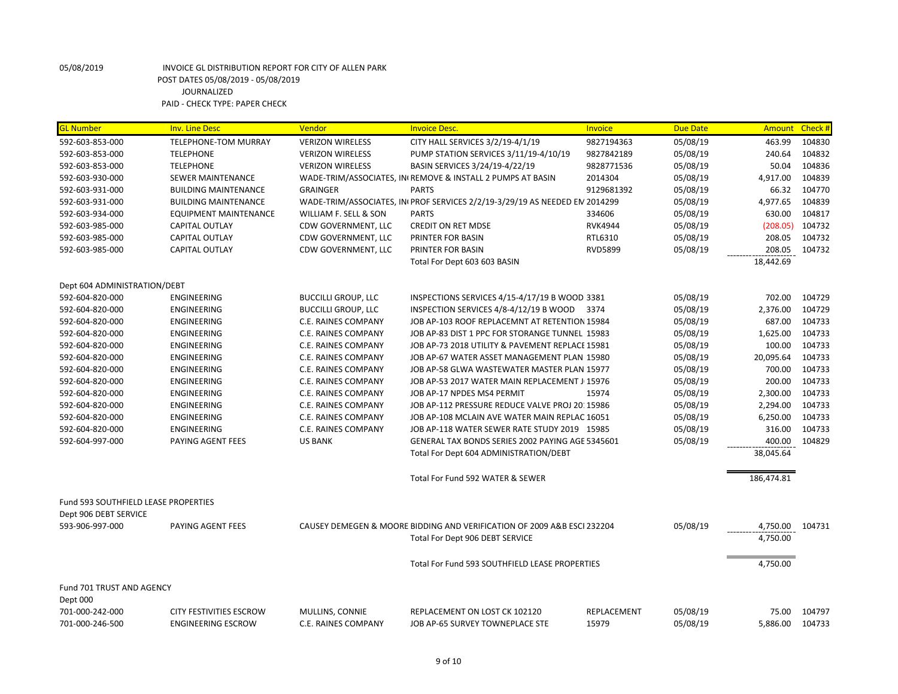05/08/2019 INVOICE GL DISTRIBUTION REPORT FOR CITY OF ALLEN PARK
POST DATES 05/08/2019 - 05/08/2019
JOURNALIZED
PAID - CHECK TYPE: PAPER CHECK

| GL Number | Inv. Line Desc | Vendor | Invoice Desc. | Invoice | Due Date | Amount | Check # |
|---|---|---|---|---|---|---|---|
| 592-603-853-000 | TELEPHONE-TOM MURRAY | VERIZON WIRELESS | CITY HALL SERVICES 3/2/19-4/1/19 | 9827194363 | 05/08/19 | 463.99 | 104830 |
| 592-603-853-000 | TELEPHONE | VERIZON WIRELESS | PUMP STATION SERVICES 3/11/19-4/10/19 | 9827842189 | 05/08/19 | 240.64 | 104832 |
| 592-603-853-000 | TELEPHONE | VERIZON WIRELESS | BASIN SERVICES 3/24/19-4/22/19 | 9828771536 | 05/08/19 | 50.04 | 104836 |
| 592-603-930-000 | SEWER MAINTENANCE | WADE-TRIM/ASSOCIATES, IN | REMOVE & INSTALL 2 PUMPS AT BASIN | 2014304 | 05/08/19 | 4,917.00 | 104839 |
| 592-603-931-000 | BUILDING MAINTENANCE | GRAINGER | PARTS | 9129681392 | 05/08/19 | 66.32 | 104770 |
| 592-603-931-000 | BUILDING MAINTENANCE | WADE-TRIM/ASSOCIATES, IN | PROF SERVICES 2/2/19-3/29/19 AS NEEDED EN | 2014299 | 05/08/19 | 4,977.65 | 104839 |
| 592-603-934-000 | EQUIPMENT MAINTENANCE | WILLIAM F. SELL & SON | PARTS | 334606 | 05/08/19 | 630.00 | 104817 |
| 592-603-985-000 | CAPITAL OUTLAY | CDW GOVERNMENT, LLC | CREDIT ON RET MDSE | RVK4944 | 05/08/19 | (208.05) | 104732 |
| 592-603-985-000 | CAPITAL OUTLAY | CDW GOVERNMENT, LLC | PRINTER FOR BASIN | RTL6310 | 05/08/19 | 208.05 | 104732 |
| 592-603-985-000 | CAPITAL OUTLAY | CDW GOVERNMENT, LLC | PRINTER FOR BASIN | RVD5899 | 05/08/19 | 208.05 | 104732 |
| | | | Total For Dept 603 603 BASIN | | | 18,442.69 | |
| Dept 604 ADMINISTRATION/DEBT | | | | | | | |
| 592-604-820-000 | ENGINEERING | BUCCILLI GROUP, LLC | INSPECTIONS SERVICES 4/15-4/17/19 B WOOD | 3381 | 05/08/19 | 702.00 | 104729 |
| 592-604-820-000 | ENGINEERING | BUCCILLI GROUP, LLC | INSPECTION SERVICES 4/8-4/12/19 B WOOD | 3374 | 05/08/19 | 2,376.00 | 104729 |
| 592-604-820-000 | ENGINEERING | C.E. RAINES COMPANY | JOB AP-103 ROOF REPLACEMNT AT RETENTION | 15984 | 05/08/19 | 687.00 | 104733 |
| 592-604-820-000 | ENGINEERING | C.E. RAINES COMPANY | JOB AP-83 DIST 1 PPC FOR STORANGE TUNNEL | 15983 | 05/08/19 | 1,625.00 | 104733 |
| 592-604-820-000 | ENGINEERING | C.E. RAINES COMPANY | JOB AP-73 2018 UTILITY & PAVEMENT REPLACE | 15981 | 05/08/19 | 100.00 | 104733 |
| 592-604-820-000 | ENGINEERING | C.E. RAINES COMPANY | JOB AP-67 WATER ASSET MANAGEMENT PLAN | 15980 | 05/08/19 | 20,095.64 | 104733 |
| 592-604-820-000 | ENGINEERING | C.E. RAINES COMPANY | JOB AP-58 GLWA WASTEWATER MASTER PLAN | 15977 | 05/08/19 | 700.00 | 104733 |
| 592-604-820-000 | ENGINEERING | C.E. RAINES COMPANY | JOB AP-53 2017 WATER MAIN REPLACEMENT J | 15976 | 05/08/19 | 200.00 | 104733 |
| 592-604-820-000 | ENGINEERING | C.E. RAINES COMPANY | JOB AP-17 NPDES MS4 PERMIT | 15974 | 05/08/19 | 2,300.00 | 104733 |
| 592-604-820-000 | ENGINEERING | C.E. RAINES COMPANY | JOB AP-112 PRESSURE REDUCE VALVE PROJ 20 | 15986 | 05/08/19 | 2,294.00 | 104733 |
| 592-604-820-000 | ENGINEERING | C.E. RAINES COMPANY | JOB AP-108 MCLAIN AVE WATER MAIN REPLAC | 16051 | 05/08/19 | 6,250.00 | 104733 |
| 592-604-820-000 | ENGINEERING | C.E. RAINES COMPANY | JOB AP-118 WATER SEWER RATE STUDY 2019 | 15985 | 05/08/19 | 316.00 | 104733 |
| 592-604-997-000 | PAYING AGENT FEES | US BANK | GENERAL TAX BONDS SERIES 2002 PAYING AGE | 5345601 | 05/08/19 | 400.00 | 104829 |
| | | | Total For Dept 604 ADMINISTRATION/DEBT | | | 38,045.64 | |
| | | | Total For Fund 592 WATER & SEWER | | | 186,474.81 | |
| Fund 593 SOUTHFIELD LEASE PROPERTIES | | | | | | | |
| Dept 906 DEBT SERVICE | | | | | | | |
| 593-906-997-000 | PAYING AGENT FEES | CAUSEY DEMEGEN & MOORE | BIDDING AND VERIFICATION OF 2009 A&B ESCI | 232204 | 05/08/19 | 4,750.00 | 104731 |
| | | | Total For Dept 906 DEBT SERVICE | | | 4,750.00 | |
| | | | Total For Fund 593 SOUTHFIELD LEASE PROPERTIES | | | 4,750.00 | |
| Fund 701 TRUST AND AGENCY | | | | | | | |
| Dept 000 | | | | | | | |
| 701-000-242-000 | CITY FESTIVITIES ESCROW | MULLINS, CONNIE | REPLACEMENT ON LOST CK 102120 | REPLACEMENT | 05/08/19 | 75.00 | 104797 |
| 701-000-246-500 | ENGINEERING ESCROW | C.E. RAINES COMPANY | JOB AP-65 SURVEY TOWNEPLACE STE | 15979 | 05/08/19 | 5,886.00 | 104733 |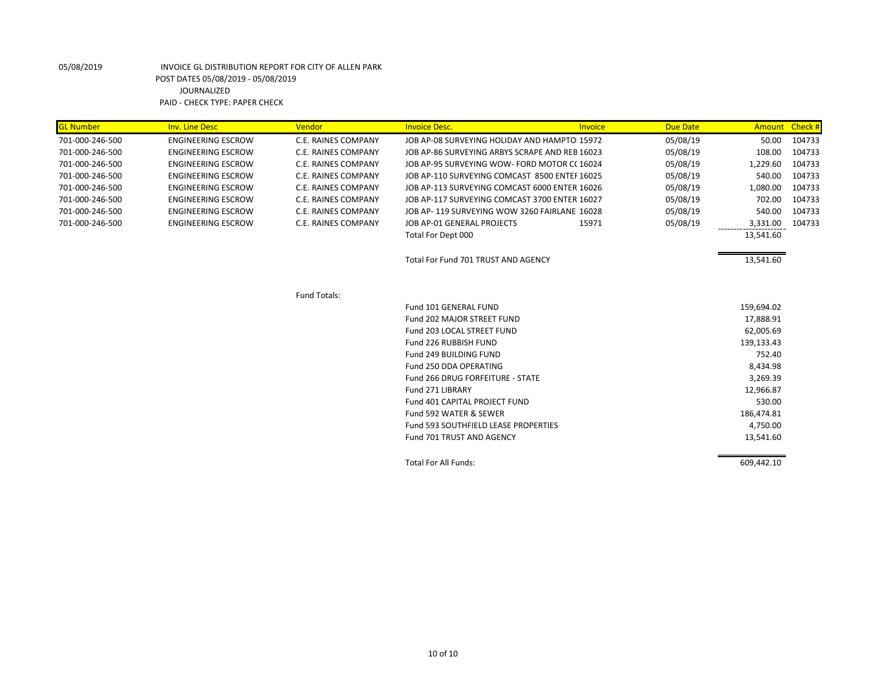05/08/2019 INVOICE GL DISTRIBUTION REPORT FOR CITY OF ALLEN PARK

POST DATES 05/08/2019 - 05/08/2019

JOURNALIZED

PAID - CHECK TYPE: PAPER CHECK

| GL Number | Inv. Line Desc | Vendor | Invoice Desc. | Invoice | Due Date | Amount | Check # |
|---|---|---|---|---|---|---|---|
| 701-000-246-500 | ENGINEERING ESCROW | C.E. RAINES COMPANY | JOB AP-08 SURVEYING HOLIDAY AND HAMPTO | 15972 | 05/08/19 | 50.00 | 104733 |
| 701-000-246-500 | ENGINEERING ESCROW | C.E. RAINES COMPANY | JOB AP-86 SURVEYING ARBYS SCRAPE AND REB | 16023 | 05/08/19 | 108.00 | 104733 |
| 701-000-246-500 | ENGINEERING ESCROW | C.E. RAINES COMPANY | JOB AP-95 SURVEYING WOW- FORD MOTOR CC | 16024 | 05/08/19 | 1,229.60 | 104733 |
| 701-000-246-500 | ENGINEERING ESCROW | C.E. RAINES COMPANY | JOB AP-110 SURVEYING COMCAST 8500 ENTEF | 16025 | 05/08/19 | 540.00 | 104733 |
| 701-000-246-500 | ENGINEERING ESCROW | C.E. RAINES COMPANY | JOB AP-113 SURVEYING COMCAST 6000 ENTER | 16026 | 05/08/19 | 1,080.00 | 104733 |
| 701-000-246-500 | ENGINEERING ESCROW | C.E. RAINES COMPANY | JOB AP-117 SURVEYING COMCAST 3700 ENTER | 16027 | 05/08/19 | 702.00 | 104733 |
| 701-000-246-500 | ENGINEERING ESCROW | C.E. RAINES COMPANY | JOB AP- 119 SURVEYING WOW 3260 FAIRLANE | 16028 | 05/08/19 | 540.00 | 104733 |
| 701-000-246-500 | ENGINEERING ESCROW | C.E. RAINES COMPANY | JOB AP-01 GENERAL PROJECTS | 15971 | 05/08/19 | 3,331.00 | 104733 |
| | | | Total For Dept 000 | | | 13,541.60 | |
| | | | Total For Fund 701 TRUST AND AGENCY | | | 13,541.60 | |

Fund Totals:

| | |
|---|---|
| Fund 101 GENERAL FUND | 159,694.02 |
| Fund 202 MAJOR STREET FUND | 17,888.91 |
| Fund 203 LOCAL STREET FUND | 62,005.69 |
| Fund 226 RUBBISH FUND | 139,133.43 |
| Fund 249 BUILDING FUND | 752.40 |
| Fund 250 DDA OPERATING | 8,434.98 |
| Fund 266 DRUG FORFEITURE - STATE | 3,269.39 |
| Fund 271 LIBRARY | 12,966.87 |
| Fund 401 CAPITAL PROJECT FUND | 530.00 |
| Fund 592 WATER & SEWER | 186,474.81 |
| Fund 593 SOUTHFIELD LEASE PROPERTIES | 4,750.00 |
| Fund 701 TRUST AND AGENCY | 13,541.60 |
| Total For All Funds: | 609,442.10 |